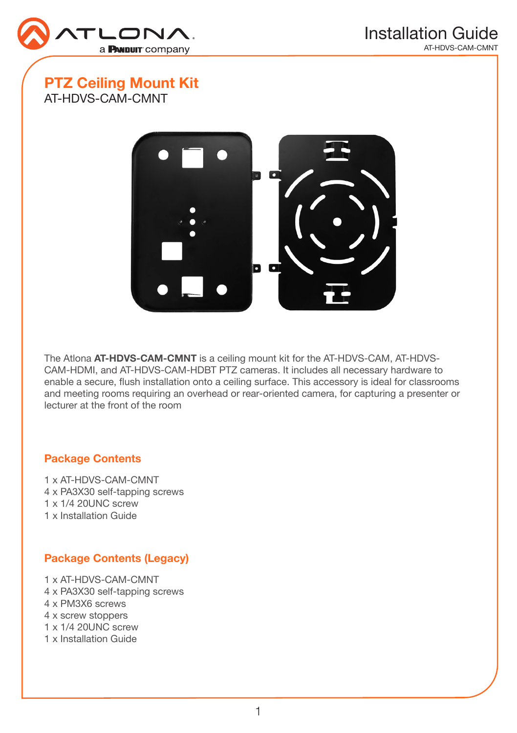# PTZ Ceiling Mount Kit

AT-HDVS-CAM-CMNT

The Atlona **AT-HDVS-CAM-CMNT** is a ceiling mount kit for the AT-HDVS-CAM, AT-HDVS-CAM-HDMI, and AT-HDVS-CAM-HDBT PTZ cameras. It includes all necessary hardware to enable a secure, flush installation onto a ceiling surface. This accessory is ideal for classrooms and meeting rooms requiring an overhead or rear-oriented camera, for capturing a presenter or lecturer at the front of the room

## Package Contents

1 x AT-HDVS-CAM-CMNT
4 x PA3X30 self-tapping screws
1 x 1/4 20UNC screw
1 x Installation Guide

## Package Contents (Legacy)

1 x AT-HDVS-CAM-CMNT
4 x PA3X30 self-tapping screws
4 x PM3X6 screws
4 x screw stoppers
1 x 1/4 20UNC screw
1 x Installation Guide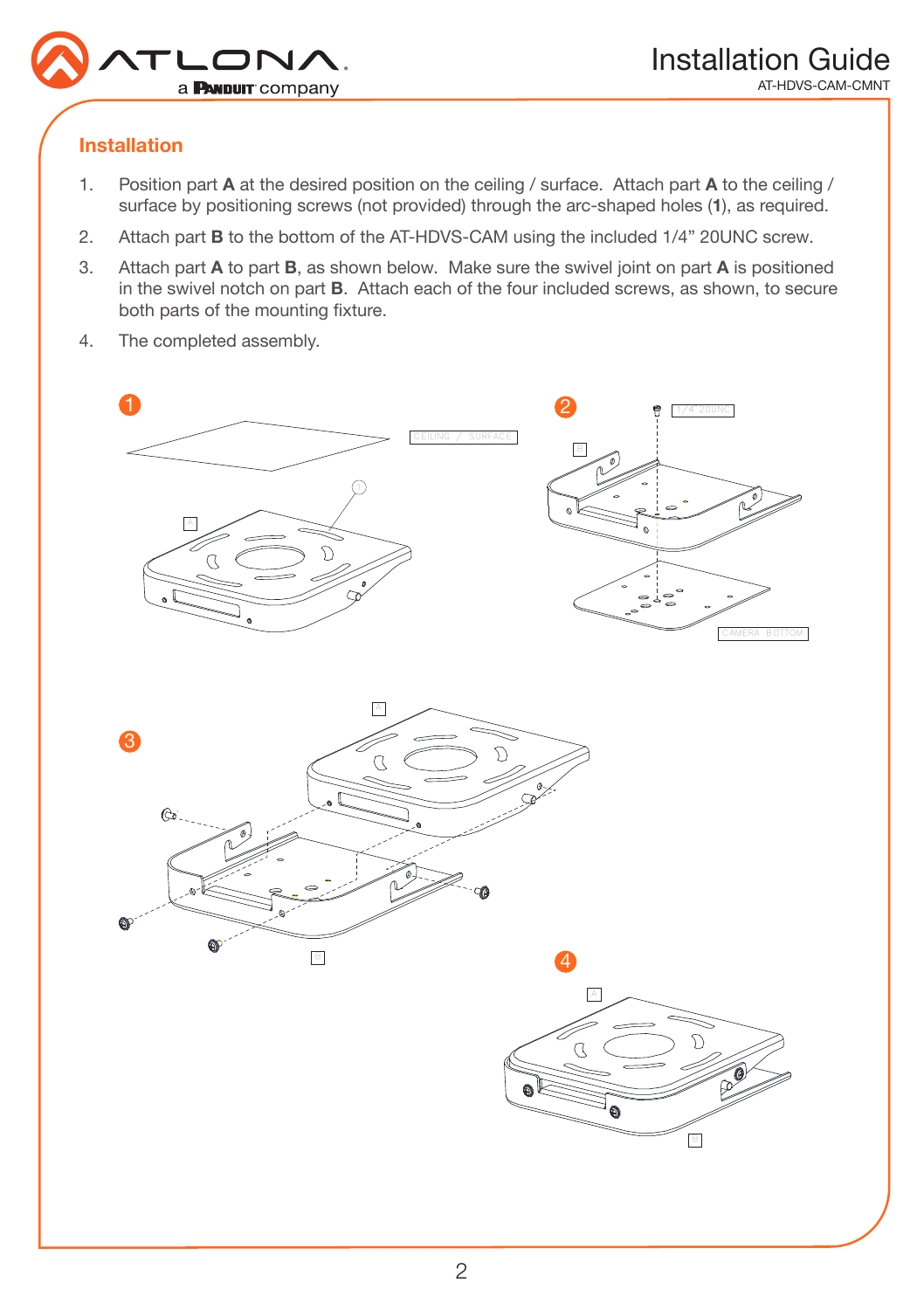## Installation

1. Position part **A** at the desired position on the ceiling / surface. Attach part **A** to the ceiling / surface by positioning screws (not provided) through the arc-shaped holes (**1**), as required.
2. Attach part **B** to the bottom of the AT-HDVS-CAM using the included 1/4" 20UNC screw.
3. Attach part **A** to part **B**, as shown below. Make sure the swivel joint on part **A** is positioned in the swivel notch on part **B**. Attach each of the four included screws, as shown, to secure both parts of the mounting fixture.
4. The completed assembly.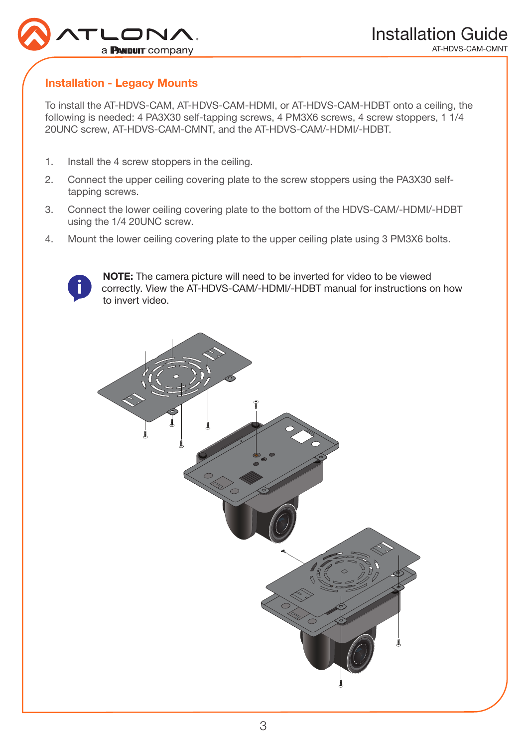## Installation - Legacy Mounts

To install the AT-HDVS-CAM, AT-HDVS-CAM-HDMI, or AT-HDVS-CAM-HDBT onto a ceiling, the following is needed: 4 PA3X30 self-tapping screws, 4 PM3X6 screws, 4 screw stoppers, 1 1/4 20UNC screw, AT-HDVS-CAM-CMNT, and the AT-HDVS-CAM/-HDMI/-HDBT.

1. Install the 4 screw stoppers in the ceiling.
2. Connect the upper ceiling covering plate to the screw stoppers using the PA3X30 self-tapping screws.
3. Connect the lower ceiling covering plate to the bottom of the HDVS-CAM/-HDMI/-HDBT using the 1/4 20UNC screw.
4. Mount the lower ceiling covering plate to the upper ceiling plate using 3 PM3X6 bolts.

**NOTE:** The camera picture will need to be inverted for video to be viewed correctly. View the AT-HDVS-CAM/-HDMI/-HDBT manual for instructions on how to invert video.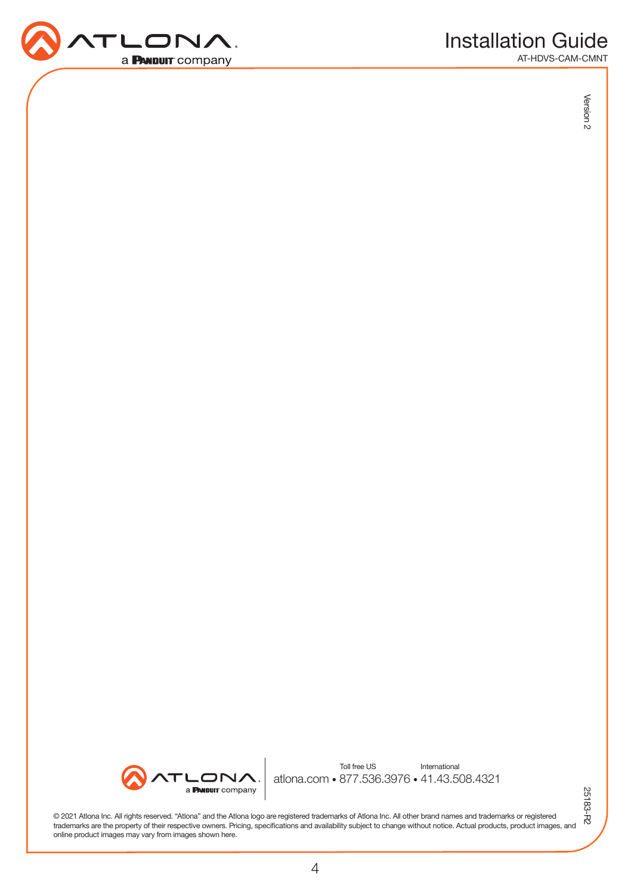Version 2

Toll free US International
atlona.com • 877.536.3976 • 41.43.508.4321

© 2021 Atlona Inc. All rights reserved. "Atlona" and the Atlona logo are registered trademarks of Atlona Inc. All other brand names and trademarks or registered trademarks are the property of their respective owners. Pricing, specifications and availability subject to change without notice. Actual products, product images, and online product images may vary from images shown here.

25183-R2